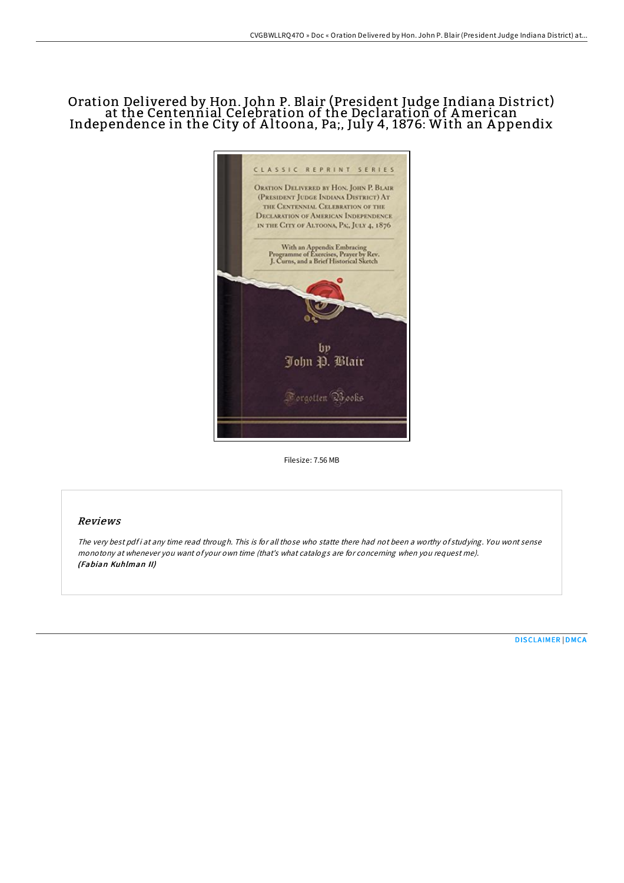# Oration Delivered by Hon. John P. Blair (President Judge Indiana District) at the Centennial Celebration of the Declaration of American Independence in the City of Altoona, Pa;, July 4, 1876: With an Appendix

Filesize: 7.56 MB

## Reviews

*The very best pdf i at any time read through. This is for all those who statte there had not been a worthy of studying. You wont sense monotony at whenever you want of your own time (that's what catalogs are for concerning when you request me).*
***(Fabian Kuhlman II)***

DISCLAIMER | DMCA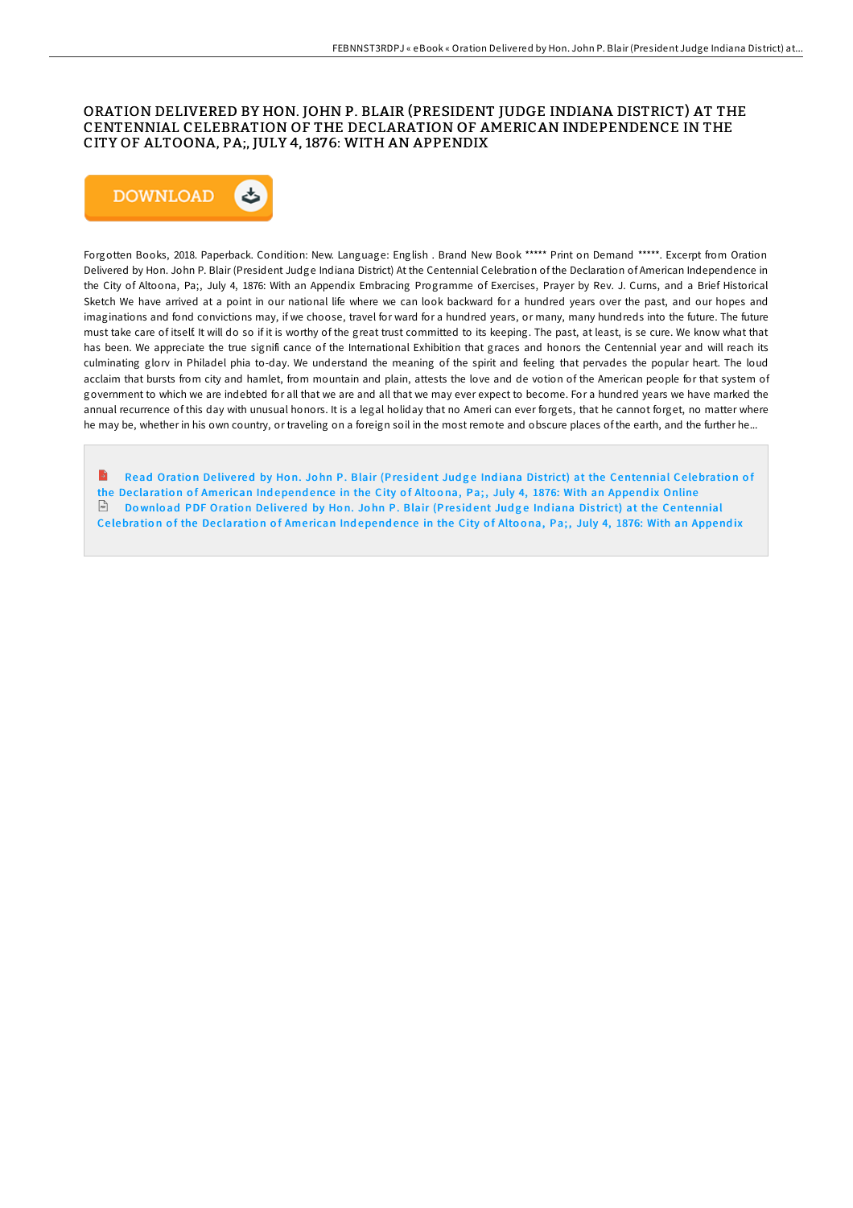# ORATION DELIVERED BY HON. JOHN P. BLAIR (PRESIDENT JUDGE INDIANA DISTRICT) AT THE CENTENNIAL CELEBRATION OF THE DECLARATION OF AMERICAN INDEPENDENCE IN THE CITY OF ALTOONA, PA;, JULY 4, 1876: WITH AN APPENDIX

DOWNLOAD

Forgotten Books, 2018. Paperback. Condition: New. Language: English . Brand New Book ***** Print on Demand *****. Excerpt from Oration Delivered by Hon. John P. Blair (President Judge Indiana District) At the Centennial Celebration of the Declaration of American Independence in the City of Altoona, Pa;, July 4, 1876: With an Appendix Embracing Programme of Exercises, Prayer by Rev. J. Curns, and a Brief Historical Sketch We have arrived at a point in our national life where we can look backward for a hundred years over the past, and our hopes and imaginations and fond convictions may, if we choose, travel for ward for a hundred years, or many, many hundreds into the future. The future must take care of itself. It will do so if it is worthy of the great trust committed to its keeping. The past, at least, is se cure. We know what that has been. We appreciate the true signifi cance of the International Exhibition that graces and honors the Centennial year and will reach its culminating glorv in Philadel phia to-day. We understand the meaning of the spirit and feeling that pervades the popular heart. The loud acclaim that bursts from city and hamlet, from mountain and plain, attests the love and de votion of the American people for that system of government to which we are indebted for all that we are and all that we may ever expect to become. For a hundred years we have marked the annual recurrence of this day with unusual honors. It is a legal holiday that no Ameri can ever forgets, that he cannot forget, no matter where he may be, whether in his own country, or traveling on a foreign soil in the most remote and obscure places of the earth, and the further he...

Read Oration Delivered by Hon. John P. Blair (President Judge Indiana District) at the Centennial Celebration of the Declaration of American Independence in the City of Altoona, Pa;, July 4, 1876: With an Appendix Online

Download PDF Oration Delivered by Hon. John P. Blair (President Judge Indiana District) at the Centennial Celebration of the Declaration of American Independence in the City of Altoona, Pa;, July 4, 1876: With an Appendix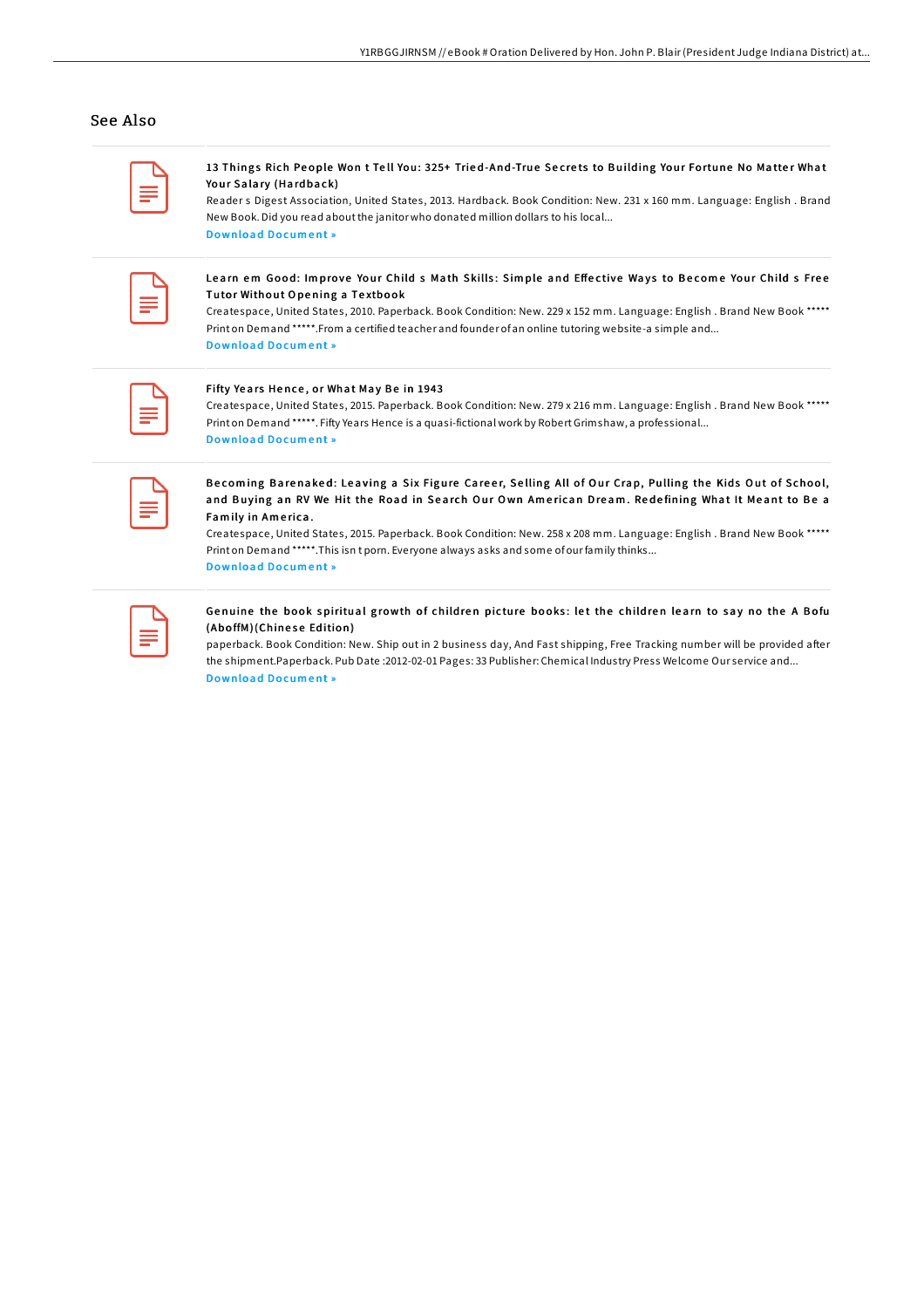## See Also

**13 Things Rich People Won t Tell You: 325+ Tried-And-True Secrets to Building Your Fortune No Matter What Your Salary (Hardback)**

Reader s Digest Association, United States, 2013. Hardback. Book Condition: New. 231 x 160 mm. Language: English . Brand New Book. Did you read about the janitor who donated million dollars to his local...

Download Document »

**Learn em Good: Improve Your Child s Math Skills: Simple and Effective Ways to Become Your Child s Free Tutor Without Opening a Textbook**

Createspace, United States, 2010. Paperback. Book Condition: New. 229 x 152 mm. Language: English . Brand New Book ***** Print on Demand *****.From a certified teacher and founder of an online tutoring website-a simple and...

Download Document »

**Fifty Years Hence, or What May Be in 1943**

Createspace, United States, 2015. Paperback. Book Condition: New. 279 x 216 mm. Language: English . Brand New Book ***** Print on Demand *****. Fifty Years Hence is a quasi-fictional work by Robert Grimshaw, a professional...

Download Document »

**Becoming Barenaked: Leaving a Six Figure Career, Selling All of Our Crap, Pulling the Kids Out of School, and Buying an RV We Hit the Road in Search Our Own American Dream. Redefining What It Meant to Be a Family in America.**

Createspace, United States, 2015. Paperback. Book Condition: New. 258 x 208 mm. Language: English . Brand New Book ***** Print on Demand *****.This isn t porn. Everyone always asks and some of our family thinks...

Download Document »

**Genuine the book spiritual growth of children picture books: let the children learn to say no the A Bofu (AboffM)(Chinese Edition)**

paperback. Book Condition: New. Ship out in 2 business day, And Fast shipping, Free Tracking number will be provided after the shipment.Paperback. Pub Date :2012-02-01 Pages: 33 Publisher: Chemical Industry Press Welcome Our service and...

Download Document »